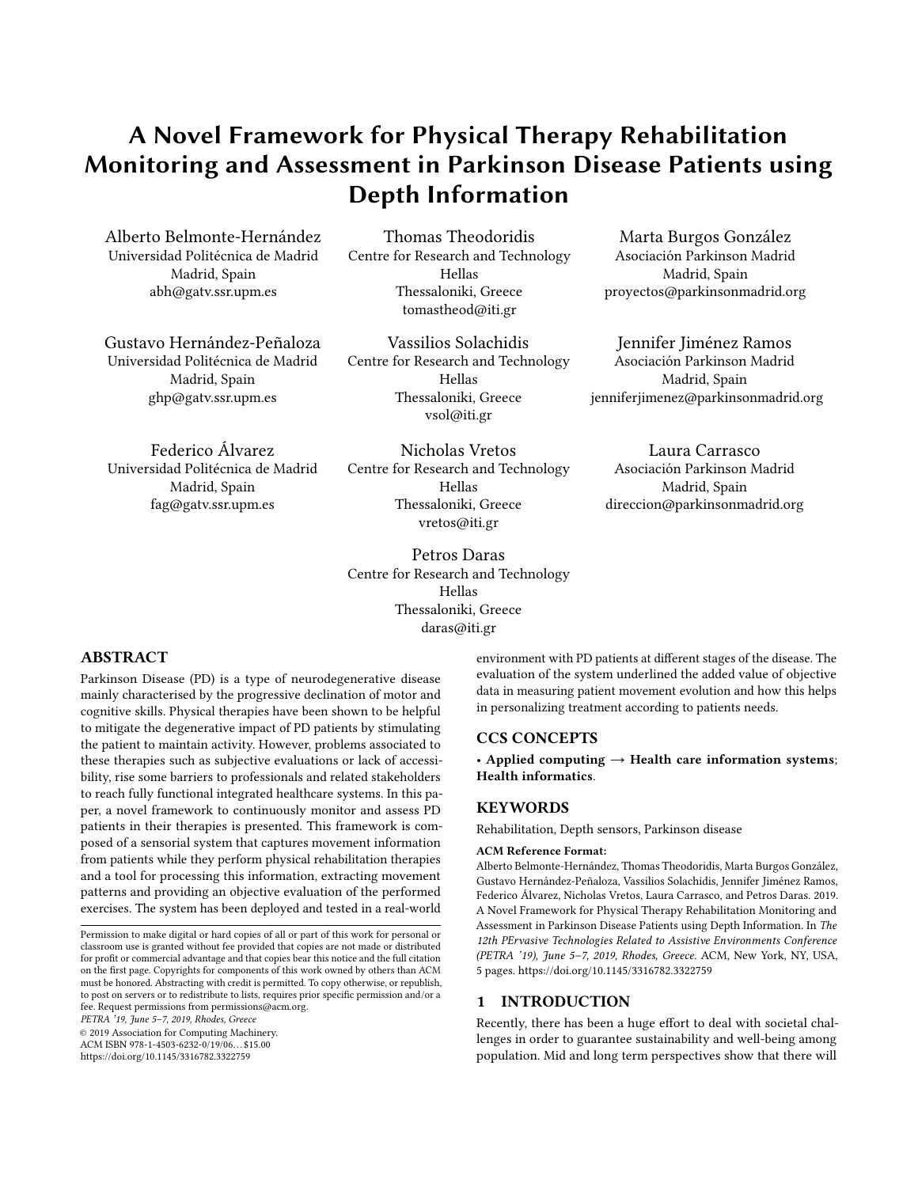# A Novel Framework for Physical Therapy Rehabilitation Monitoring and Assessment in Parkinson Disease Patients using Depth Information

Alberto Belmonte-Hernández
Universidad Politécnica de Madrid
Madrid, Spain
abh@gatv.ssr.upm.es

Thomas Theodoridis
Centre for Research and Technology Hellas
Thessaloniki, Greece
tomastheod@iti.gr

Marta Burgos González
Asociación Parkinson Madrid
Madrid, Spain
proyectos@parkinsonmadrid.org

Gustavo Hernández-Peñaloza
Universidad Politécnica de Madrid
Madrid, Spain
ghp@gatv.ssr.upm.es

Vassilios Solachidis
Centre for Research and Technology Hellas
Thessaloniki, Greece
vsol@iti.gr

Jennifer Jiménez Ramos
Asociación Parkinson Madrid
Madrid, Spain
jenniferjimenez@parkinsonmadrid.org

Federico Álvarez
Universidad Politécnica de Madrid
Madrid, Spain
fag@gatv.ssr.upm.es

Nicholas Vretos
Centre for Research and Technology Hellas
Thessaloniki, Greece
vretos@iti.gr

Laura Carrasco
Asociación Parkinson Madrid
Madrid, Spain
direccion@parkinsonmadrid.org

Petros Daras
Centre for Research and Technology Hellas
Thessaloniki, Greece
daras@iti.gr

## ABSTRACT

Parkinson Disease (PD) is a type of neurodegenerative disease mainly characterised by the progressive declination of motor and cognitive skills. Physical therapies have been shown to be helpful to mitigate the degenerative impact of PD patients by stimulating the patient to maintain activity. However, problems associated to these therapies such as subjective evaluations or lack of accessibility, rise some barriers to professionals and related stakeholders to reach fully functional integrated healthcare systems. In this paper, a novel framework to continuously monitor and assess PD patients in their therapies is presented. This framework is composed of a sensorial system that captures movement information from patients while they perform physical rehabilitation therapies and a tool for processing this information, extracting movement patterns and providing an objective evaluation of the performed exercises. The system has been deployed and tested in a real-world environment with PD patients at different stages of the disease. The evaluation of the system underlined the added value of objective data in measuring patient movement evolution and how this helps in personalizing treatment according to patients needs.

## CCS CONCEPTS

• **Applied computing** → **Health care information systems**; **Health informatics**.

## KEYWORDS

Rehabilitation, Depth sensors, Parkinson disease

**ACM Reference Format:**
Alberto Belmonte-Hernández, Thomas Theodoridis, Marta Burgos González, Gustavo Hernández-Peñaloza, Vassilios Solachidis, Jennifer Jiménez Ramos, Federico Álvarez, Nicholas Vretos, Laura Carrasco, and Petros Daras. 2019. A Novel Framework for Physical Therapy Rehabilitation Monitoring and Assessment in Parkinson Disease Patients using Depth Information. In *The 12th PErvasive Technologies Related to Assistive Environments Conference (PETRA '19), June 5–7, 2019, Rhodes, Greece.* ACM, New York, NY, USA, 5 pages. https://doi.org/10.1145/3316782.3322759

Permission to make digital or hard copies of all or part of this work for personal or classroom use is granted without fee provided that copies are not made or distributed for profit or commercial advantage and that copies bear this notice and the full citation on the first page. Copyrights for components of this work owned by others than ACM must be honored. Abstracting with credit is permitted. To copy otherwise, or republish, to post on servers or to redistribute to lists, requires prior specific permission and/or a fee. Request permissions from permissions@acm.org.
*PETRA '19, June 5–7, 2019, Rhodes, Greece*
© 2019 Association for Computing Machinery.
ACM ISBN 978-1-4503-6232-0/19/06…$15.00
https://doi.org/10.1145/3316782.3322759

## 1 INTRODUCTION

Recently, there has been a huge effort to deal with societal challenges in order to guarantee sustainability and well-being among population. Mid and long term perspectives show that there will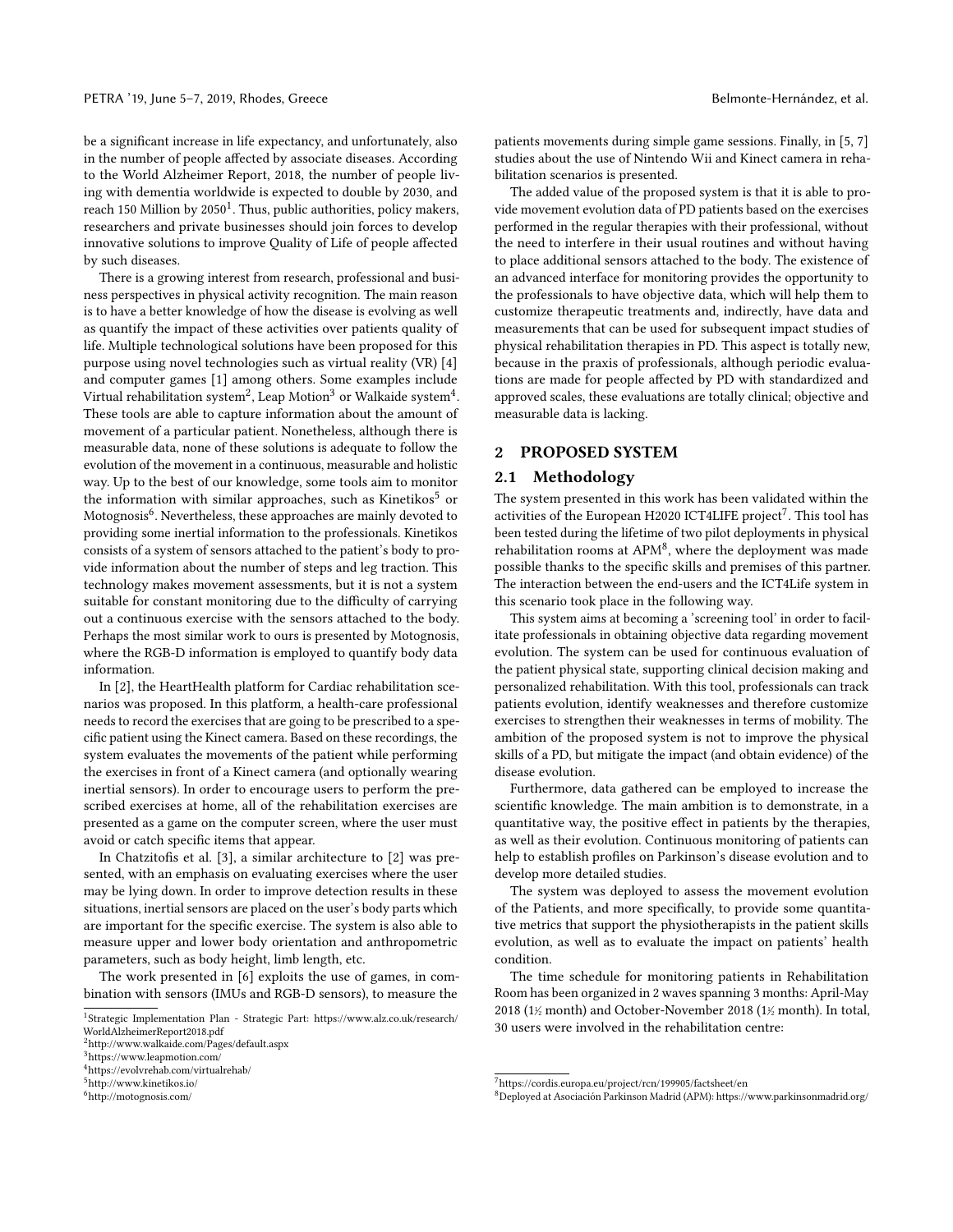be a significant increase in life expectancy, and unfortunately, also in the number of people affected by associate diseases. According to the World Alzheimer Report, 2018, the number of people living with dementia worldwide is expected to double by 2030, and reach 150 Million by 2050[1]. Thus, public authorities, policy makers, researchers and private businesses should join forces to develop innovative solutions to improve Quality of Life of people affected by such diseases.

There is a growing interest from research, professional and business perspectives in physical activity recognition. The main reason is to have a better knowledge of how the disease is evolving as well as quantify the impact of these activities over patients quality of life. Multiple technological solutions have been proposed for this purpose using novel technologies such as virtual reality (VR) [4] and computer games [1] among others. Some examples include Virtual rehabilitation system[2], Leap Motion[3] or Walkaide system[4]. These tools are able to capture information about the amount of movement of a particular patient. Nonetheless, although there is measurable data, none of these solutions is adequate to follow the evolution of the movement in a continuous, measurable and holistic way. Up to the best of our knowledge, some tools aim to monitor the information with similar approaches, such as Kinetikos[5] or Motognosis[6]. Nevertheless, these approaches are mainly devoted to providing some inertial information to the professionals. Kinetikos consists of a system of sensors attached to the patient's body to provide information about the number of steps and leg traction. This technology makes movement assessments, but it is not a system suitable for constant monitoring due to the difficulty of carrying out a continuous exercise with the sensors attached to the body. Perhaps the most similar work to ours is presented by Motognosis, where the RGB-D information is employed to quantify body data information.

In [2], the HeartHealth platform for Cardiac rehabilitation scenarios was proposed. In this platform, a health-care professional needs to record the exercises that are going to be prescribed to a specific patient using the Kinect camera. Based on these recordings, the system evaluates the movements of the patient while performing the exercises in front of a Kinect camera (and optionally wearing inertial sensors). In order to encourage users to perform the prescribed exercises at home, all of the rehabilitation exercises are presented as a game on the computer screen, where the user must avoid or catch specific items that appear.

In Chatzitofis et al. [3], a similar architecture to [2] was presented, with an emphasis on evaluating exercises where the user may be lying down. In order to improve detection results in these situations, inertial sensors are placed on the user's body parts which are important for the specific exercise. The system is also able to measure upper and lower body orientation and anthropometric parameters, such as body height, limb length, etc.

The work presented in [6] exploits the use of games, in combination with sensors (IMUs and RGB-D sensors), to measure the patients movements during simple game sessions. Finally, in [5, 7] studies about the use of Nintendo Wii and Kinect camera in rehabilitation scenarios is presented.

The added value of the proposed system is that it is able to provide movement evolution data of PD patients based on the exercises performed in the regular therapies with their professional, without the need to interfere in their usual routines and without having to place additional sensors attached to the body. The existence of an advanced interface for monitoring provides the opportunity to the professionals to have objective data, which will help them to customize therapeutic treatments and, indirectly, have data and measurements that can be used for subsequent impact studies of physical rehabilitation therapies in PD. This aspect is totally new, because in the praxis of professionals, although periodic evaluations are made for people affected by PD with standardized and approved scales, these evaluations are totally clinical; objective and measurable data is lacking.

## 2 PROPOSED SYSTEM

### 2.1 Methodology

The system presented in this work has been validated within the activities of the European H2020 ICT4LIFE project[7]. This tool has been tested during the lifetime of two pilot deployments in physical rehabilitation rooms at APM[8], where the deployment was made possible thanks to the specific skills and premises of this partner. The interaction between the end-users and the ICT4Life system in this scenario took place in the following way.

This system aims at becoming a 'screening tool' in order to facilitate professionals in obtaining objective data regarding movement evolution. The system can be used for continuous evaluation of the patient physical state, supporting clinical decision making and personalized rehabilitation. With this tool, professionals can track patients evolution, identify weaknesses and therefore customize exercises to strengthen their weaknesses in terms of mobility. The ambition of the proposed system is not to improve the physical skills of a PD, but mitigate the impact (and obtain evidence) of the disease evolution.

Furthermore, data gathered can be employed to increase the scientific knowledge. The main ambition is to demonstrate, in a quantitative way, the positive effect in patients by the therapies, as well as their evolution. Continuous monitoring of patients can help to establish profiles on Parkinson's disease evolution and to develop more detailed studies.

The system was deployed to assess the movement evolution of the Patients, and more specifically, to provide some quantitative metrics that support the physiotherapists in the patient skills evolution, as well as to evaluate the impact on patients' health condition.

The time schedule for monitoring patients in Rehabilitation Room has been organized in 2 waves spanning 3 months: April-May 2018 (1½ month) and October-November 2018 (1½ month). In total, 30 users were involved in the rehabilitation centre:

[1] Strategic Implementation Plan - Strategic Part: https://www.alz.co.uk/research/WorldAlzheimerReport2018.pdf
[2] http://www.walkaide.com/Pages/default.aspx
[3] https://www.leapmotion.com/
[4] https://evolvrehab.com/virtualrehab/
[5] http://www.kinetikos.io/
[6] http://motognosis.com/
[7] https://cordis.europa.eu/project/rcn/199905/factsheet/en
[8] Deployed at Asociación Parkinson Madrid (APM): https://www.parkinsonmadrid.org/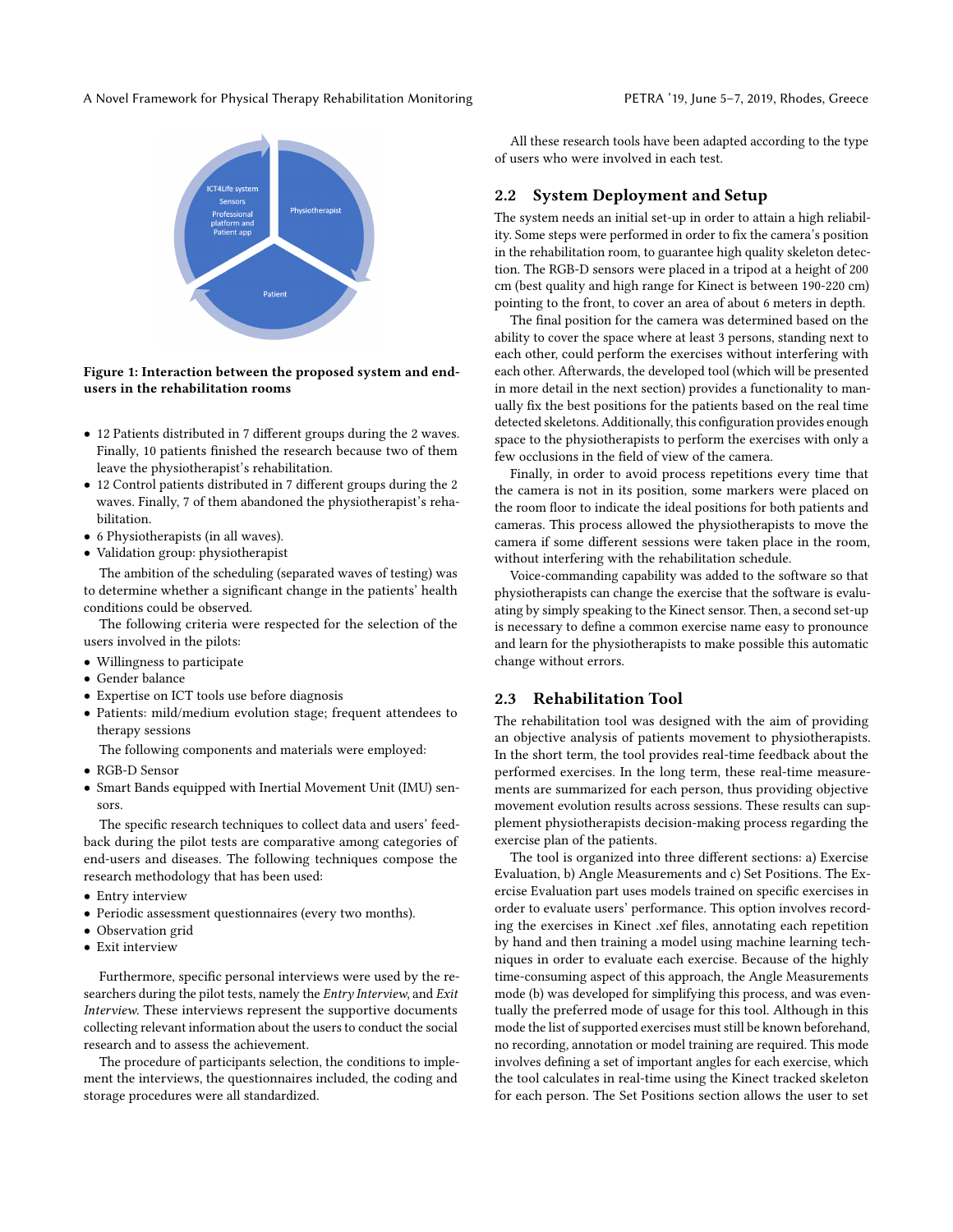Figure 1: Interaction between the proposed system and end-users in the rehabilitation rooms

- 12 Patients distributed in 7 different groups during the 2 waves. Finally, 10 patients finished the research because two of them leave the physiotherapist's rehabilitation.
- 12 Control patients distributed in 7 different groups during the 2 waves. Finally, 7 of them abandoned the physiotherapist's rehabilitation.
- 6 Physiotherapists (in all waves).
- Validation group: physiotherapist

The ambition of the scheduling (separated waves of testing) was to determine whether a significant change in the patients' health conditions could be observed.

The following criteria were respected for the selection of the users involved in the pilots:

- Willingness to participate
- Gender balance
- Expertise on ICT tools use before diagnosis
- Patients: mild/medium evolution stage; frequent attendees to therapy sessions

The following components and materials were employed:

- RGB-D Sensor
- Smart Bands equipped with Inertial Movement Unit (IMU) sensors.

The specific research techniques to collect data and users' feedback during the pilot tests are comparative among categories of end-users and diseases. The following techniques compose the research methodology that has been used:

- Entry interview
- Periodic assessment questionnaires (every two months).
- Observation grid
- Exit interview

Furthermore, specific personal interviews were used by the researchers during the pilot tests, namely the *Entry Interview*, and *Exit Interview*. These interviews represent the supportive documents collecting relevant information about the users to conduct the social research and to assess the achievement.

The procedure of participants selection, the conditions to implement the interviews, the questionnaires included, the coding and storage procedures were all standardized.

All these research tools have been adapted according to the type of users who were involved in each test.

## 2.2 System Deployment and Setup

The system needs an initial set-up in order to attain a high reliability. Some steps were performed in order to fix the camera's position in the rehabilitation room, to guarantee high quality skeleton detection. The RGB-D sensors were placed in a tripod at a height of 200 cm (best quality and high range for Kinect is between 190-220 cm) pointing to the front, to cover an area of about 6 meters in depth.

The final position for the camera was determined based on the ability to cover the space where at least 3 persons, standing next to each other, could perform the exercises without interfering with each other. Afterwards, the developed tool (which will be presented in more detail in the next section) provides a functionality to manually fix the best positions for the patients based on the real time detected skeletons. Additionally, this configuration provides enough space to the physiotherapists to perform the exercises with only a few occlusions in the field of view of the camera.

Finally, in order to avoid process repetitions every time that the camera is not in its position, some markers were placed on the room floor to indicate the ideal positions for both patients and cameras. This process allowed the physiotherapists to move the camera if some different sessions were taken place in the room, without interfering with the rehabilitation schedule.

Voice-commanding capability was added to the software so that physiotherapists can change the exercise that the software is evaluating by simply speaking to the Kinect sensor. Then, a second set-up is necessary to define a common exercise name easy to pronounce and learn for the physiotherapists to make possible this automatic change without errors.

## 2.3 Rehabilitation Tool

The rehabilitation tool was designed with the aim of providing an objective analysis of patients movement to physiotherapists. In the short term, the tool provides real-time feedback about the performed exercises. In the long term, these real-time measurements are summarized for each person, thus providing objective movement evolution results across sessions. These results can supplement physiotherapists decision-making process regarding the exercise plan of the patients.

The tool is organized into three different sections: a) Exercise Evaluation, b) Angle Measurements and c) Set Positions. The Exercise Evaluation part uses models trained on specific exercises in order to evaluate users' performance. This option involves recording the exercises in Kinect .xef files, annotating each repetition by hand and then training a model using machine learning techniques in order to evaluate each exercise. Because of the highly time-consuming aspect of this approach, the Angle Measurements mode (b) was developed for simplifying this process, and was eventually the preferred mode of usage for this tool. Although in this mode the list of supported exercises must still be known beforehand, no recording, annotation or model training are required. This mode involves defining a set of important angles for each exercise, which the tool calculates in real-time using the Kinect tracked skeleton for each person. The Set Positions section allows the user to set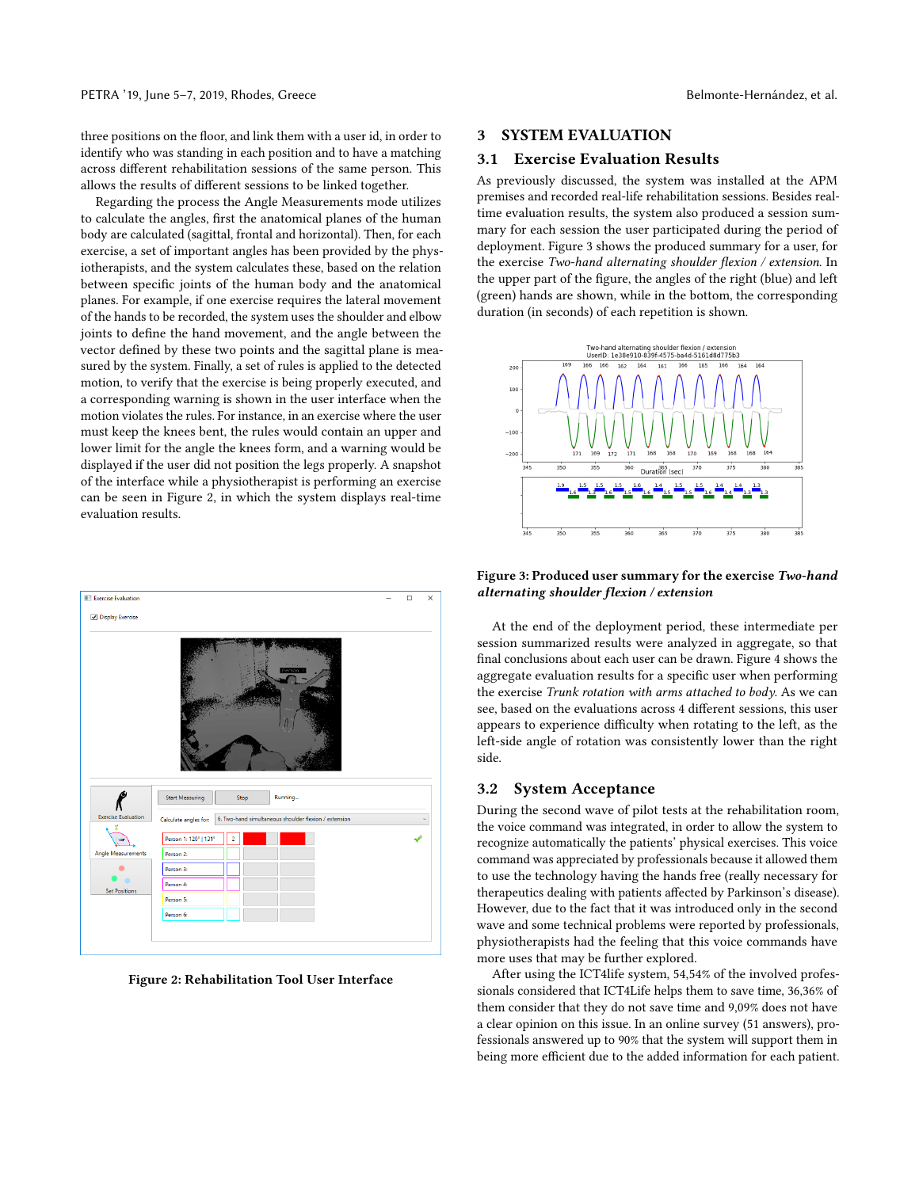three positions on the floor, and link them with a user id, in order to identify who was standing in each position and to have a matching across different rehabilitation sessions of the same person. This allows the results of different sessions to be linked together.

Regarding the process the Angle Measurements mode utilizes to calculate the angles, first the anatomical planes of the human body are calculated (sagittal, frontal and horizontal). Then, for each exercise, a set of important angles has been provided by the physiotherapists, and the system calculates these, based on the relation between specific joints of the human body and the anatomical planes. For example, if one exercise requires the lateral movement of the hands to be recorded, the system uses the shoulder and elbow joints to define the hand movement, and the angle between the vector defined by these two points and the sagittal plane is measured by the system. Finally, a set of rules is applied to the detected motion, to verify that the exercise is being properly executed, and a corresponding warning is shown in the user interface when the motion violates the rules. For instance, in an exercise where the user must keep the knees bent, the rules would contain an upper and lower limit for the angle the knees form, and a warning would be displayed if the user did not position the legs properly. A snapshot of the interface while a physiotherapist is performing an exercise can be seen in Figure 2, in which the system displays real-time evaluation results.

**Figure 2: Rehabilitation Tool User Interface**

## 3 SYSTEM EVALUATION

### 3.1 Exercise Evaluation Results

As previously discussed, the system was installed at the APM premises and recorded real-life rehabilitation sessions. Besides real-time evaluation results, the system also produced a session summary for each session the user participated during the period of deployment. Figure 3 shows the produced summary for a user, for the exercise *Two-hand alternating shoulder flexion / extension*. In the upper part of the figure, the angles of the right (blue) and left (green) hands are shown, while in the bottom, the corresponding duration (in seconds) of each repetition is shown.

**Figure 3: Produced user summary for the exercise *Two-hand alternating shoulder flexion / extension***

At the end of the deployment period, these intermediate per session summarized results were analyzed in aggregate, so that final conclusions about each user can be drawn. Figure 4 shows the aggregate evaluation results for a specific user when performing the exercise *Trunk rotation with arms attached to body*. As we can see, based on the evaluations across 4 different sessions, this user appears to experience difficulty when rotating to the left, as the left-side angle of rotation was consistently lower than the right side.

### 3.2 System Acceptance

During the second wave of pilot tests at the rehabilitation room, the voice command was integrated, in order to allow the system to recognize automatically the patients' physical exercises. This voice command was appreciated by professionals because it allowed them to use the technology having the hands free (really necessary for therapeutics dealing with patients affected by Parkinson's disease). However, due to the fact that it was introduced only in the second wave and some technical problems were reported by professionals, physiotherapists had the feeling that this voice commands have more uses that may be further explored.

After using the ICT4life system, 54,54% of the involved professionals considered that ICT4Life helps them to save time, 36,36% of them consider that they do not save time and 9,09% does not have a clear opinion on this issue. In an online survey (51 answers), professionals answered up to 90% that the system will support them in being more efficient due to the added information for each patient.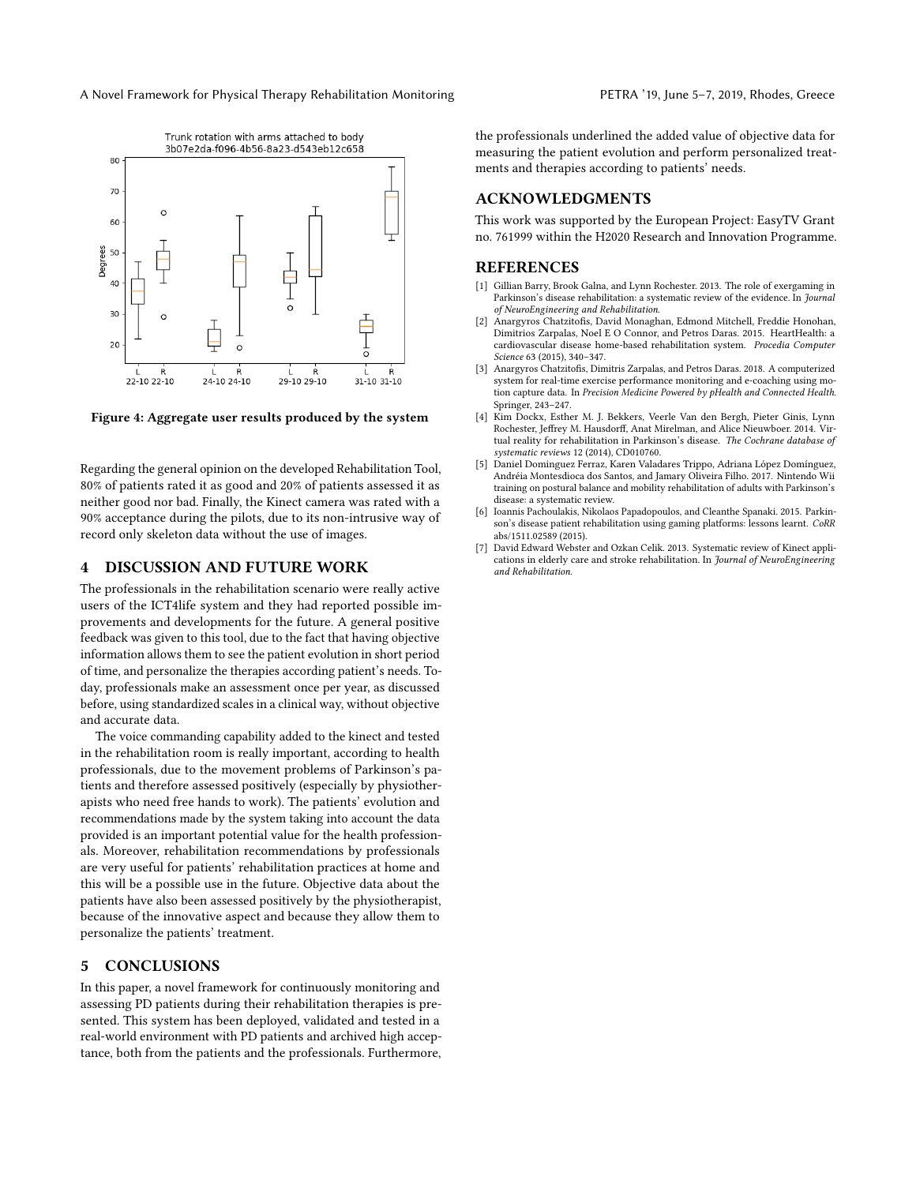Trunk rotation with arms attached to body
3b07e2da-f096-4b56-8a23-d543eb12c658

Degrees

80
70
60
50
40
30
20

L R L R L R L R
22-10 22-10 24-10 24-10 29-10 29-10 31-10 31-10

Figure 4: Aggregate user results produced by the system

Regarding the general opinion on the developed Rehabilitation Tool, 80% of patients rated it as good and 20% of patients assessed it as neither good nor bad. Finally, the Kinect camera was rated with a 90% acceptance during the pilots, due to its non-intrusive way of record only skeleton data without the use of images.

## 4 DISCUSSION AND FUTURE WORK

The professionals in the rehabilitation scenario were really active users of the ICT4life system and they had reported possible improvements and developments for the future. A general positive feedback was given to this tool, due to the fact that having objective information allows them to see the patient evolution in short period of time, and personalize the therapies according patient's needs. Today, professionals make an assessment once per year, as discussed before, using standardized scales in a clinical way, without objective and accurate data.

The voice commanding capability added to the kinect and tested in the rehabilitation room is really important, according to health professionals, due to the movement problems of Parkinson's patients and therefore assessed positively (especially by physiotherapists who need free hands to work). The patients' evolution and recommendations made by the system taking into account the data provided is an important potential value for the health professionals. Moreover, rehabilitation recommendations by professionals are very useful for patients' rehabilitation practices at home and this will be a possible use in the future. Objective data about the patients have also been assessed positively by the physiotherapist, because of the innovative aspect and because they allow them to personalize the patients' treatment.

## 5 CONCLUSIONS

In this paper, a novel framework for continuously monitoring and assessing PD patients during their rehabilitation therapies is presented. This system has been deployed, validated and tested in a real-world environment with PD patients and archived high acceptance, both from the patients and the professionals. Furthermore, the professionals underlined the added value of objective data for measuring the patient evolution and perform personalized treatments and therapies according to patients' needs.

## ACKNOWLEDGMENTS

This work was supported by the European Project: EasyTV Grant no. 761999 within the H2020 Research and Innovation Programme.

## REFERENCES

[1] Gillian Barry, Brook Galna, and Lynn Rochester. 2013. The role of exergaming in Parkinson's disease rehabilitation: a systematic review of the evidence. In *Journal of NeuroEngineering and Rehabilitation*.

[2] Anargyros Chatzitofis, David Monaghan, Edmond Mitchell, Freddie Honohan, Dimitrios Zarpalas, Noel E O Connor, and Petros Daras. 2015. HeartHealth: a cardiovascular disease home-based rehabilitation system. *Procedia Computer Science* 63 (2015), 340–347.

[3] Anargyros Chatzitofis, Dimitris Zarpalas, and Petros Daras. 2018. A computerized system for real-time exercise performance monitoring and e-coaching using motion capture data. In *Precision Medicine Powered by pHealth and Connected Health*. Springer, 243–247.

[4] Kim Dockx, Esther M. J. Bekkers, Veerle Van den Bergh, Pieter Ginis, Lynn Rochester, Jeffrey M. Hausdorff, Anat Mirelman, and Alice Nieuwboer. 2014. Virtual reality for rehabilitation in Parkinson's disease. *The Cochrane database of systematic reviews* 12 (2014), CD010760.

[5] Daniel Dominguez Ferraz, Karen Valadares Trippo, Adriana López Domínguez, Andréia Montesdioca dos Santos, and Jamary Oliveira Filho. 2017. Nintendo Wii training on postural balance and mobility rehabilitation of adults with Parkinson's disease: a systematic review.

[6] Ioannis Pachoulakis, Nikolaos Papadopoulos, and Cleanthe Spanaki. 2015. Parkinson's disease patient rehabilitation using gaming platforms: lessons learnt. *CoRR* abs/1511.02589 (2015).

[7] David Edward Webster and Ozkan Celik. 2013. Systematic review of Kinect applications in elderly care and stroke rehabilitation. In *Journal of NeuroEngineering and Rehabilitation*.